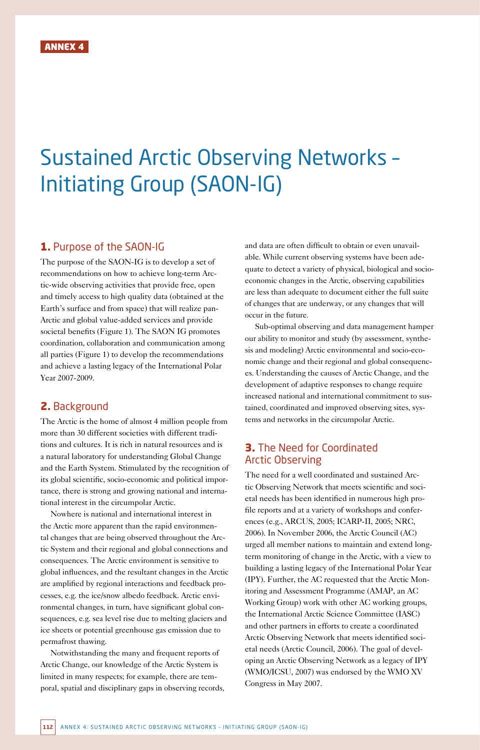ANNEX 4

# Sustained Arctic Observing Networks – Initiating Group (SAON-IG)

## 1. Purpose of the SAON-IG

The purpose of the SAON-IG is to develop a set of recommendations on how to achieve long-term Arctic-wide observing activities that provide free, open and timely access to high quality data (obtained at the Earth's surface and from space) that will realize pan-Arctic and global value-added services and provide societal benefits (Figure 1). The SAON IG promotes coordination, collaboration and communication among all parties (Figure 1) to develop the recommendations and achieve a lasting legacy of the International Polar Year 2007-2009.

## 2. Background

The Arctic is the home of almost 4 million people from more than 30 different societies with different traditions and cultures. It is rich in natural resources and is a natural laboratory for understanding Global Change and the Earth System. Stimulated by the recognition of its global scientific, socio-economic and political importance, there is strong and growing national and international interest in the circumpolar Arctic.

Nowhere is national and international interest in the Arctic more apparent than the rapid environmental changes that are being observed throughout the Arctic System and their regional and global connections and consequences. The Arctic environment is sensitive to global influences, and the resultant changes in the Arctic are amplified by regional interactions and feedback processes, e.g. the ice/snow albedo feedback. Arctic environmental changes, in turn, have significant global consequences, e.g. sea level rise due to melting glaciers and ice sheets or potential greenhouse gas emission due to permafrost thawing.

Notwithstanding the many and frequent reports of Arctic Change, our knowledge of the Arctic System is limited in many respects; for example, there are temporal, spatial and disciplinary gaps in observing records, and data are often difficult to obtain or even unavailable. While current observing systems have been adequate to detect a variety of physical, biological and socio-economic changes in the Arctic, observing capabilities are less than adequate to document either the full suite of changes that are underway, or any changes that will occur in the future.

Sub-optimal observing and data management hamper our ability to monitor and study (by assessment, synthesis and modeling) Arctic environmental and socio-economic change and their regional and global consequences. Understanding the causes of Arctic Change, and the development of adaptive responses to change require increased national and international commitment to sustained, coordinated and improved observing sites, systems and networks in the circumpolar Arctic.

## 3. The Need for Coordinated Arctic Observing

The need for a well coordinated and sustained Arctic Observing Network that meets scientific and societal needs has been identified in numerous high profile reports and at a variety of workshops and conferences (e.g., ARCUS, 2005; ICARP-II, 2005; NRC, 2006). In November 2006, the Arctic Council (AC) urged all member nations to maintain and extend long-term monitoring of change in the Arctic, with a view to building a lasting legacy of the International Polar Year (IPY). Further, the AC requested that the Arctic Monitoring and Assessment Programme (AMAP, an AC Working Group) work with other AC working groups, the International Arctic Science Committee (IASC) and other partners in efforts to create a coordinated Arctic Observing Network that meets identified societal needs (Arctic Council, 2006). The goal of developing an Arctic Observing Network as a legacy of IPY (WMO/ICSU, 2007) was endorsed by the WMO XV Congress in May 2007.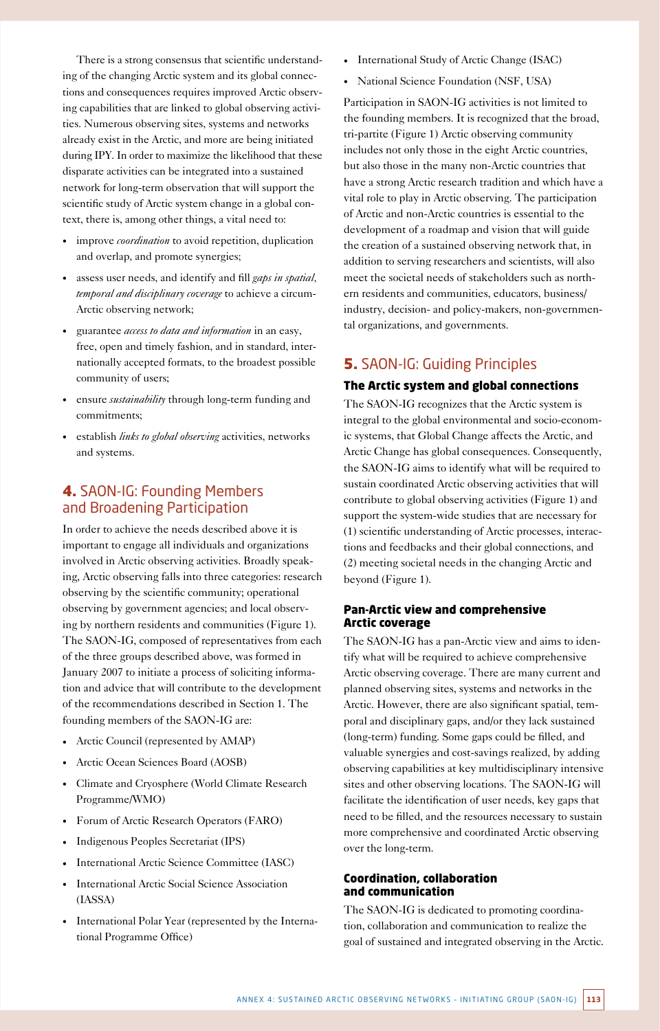There is a strong consensus that scientific understanding of the changing Arctic system and its global connections and consequences requires improved Arctic observing capabilities that are linked to global observing activities. Numerous observing sites, systems and networks already exist in the Arctic, and more are being initiated during IPY. In order to maximize the likelihood that these disparate activities can be integrated into a sustained network for long-term observation that will support the scientific study of Arctic system change in a global context, there is, among other things, a vital need to:

- improve *coordination* to avoid repetition, duplication and overlap, and promote synergies;
- assess user needs, and identify and fill *gaps in spatial, temporal and disciplinary coverage* to achieve a circum-Arctic observing network;
- guarantee *access to data and information* in an easy, free, open and timely fashion, and in standard, internationally accepted formats, to the broadest possible community of users;
- ensure *sustainability* through long-term funding and commitments;
- establish *links to global observing* activities, networks and systems.

## 4. SAON-IG: Founding Members and Broadening Participation

In order to achieve the needs described above it is important to engage all individuals and organizations involved in Arctic observing activities. Broadly speaking, Arctic observing falls into three categories: research observing by the scientific community; operational observing by government agencies; and local observing by northern residents and communities (Figure 1). The SAON-IG, composed of representatives from each of the three groups described above, was formed in January 2007 to initiate a process of soliciting information and advice that will contribute to the development of the recommendations described in Section 1. The founding members of the SAON-IG are:

- Arctic Council (represented by AMAP)
- Arctic Ocean Sciences Board (AOSB)
- Climate and Cryosphere (World Climate Research Programme/WMO)
- Forum of Arctic Research Operators (FARO)
- Indigenous Peoples Secretariat (IPS)
- International Arctic Science Committee (IASC)
- International Arctic Social Science Association (IASSA)
- International Polar Year (represented by the International Programme Office)
- International Study of Arctic Change (ISAC)
- National Science Foundation (NSF, USA)

Participation in SAON-IG activities is not limited to the founding members. It is recognized that the broad, tri-partite (Figure 1) Arctic observing community includes not only those in the eight Arctic countries, but also those in the many non-Arctic countries that have a strong Arctic research tradition and which have a vital role to play in Arctic observing. The participation of Arctic and non-Arctic countries is essential to the development of a roadmap and vision that will guide the creation of a sustained observing network that, in addition to serving researchers and scientists, will also meet the societal needs of stakeholders such as northern residents and communities, educators, business/industry, decision- and policy-makers, non-governmental organizations, and governments.

## 5. SAON-IG: Guiding Principles

### The Arctic system and global connections

The SAON-IG recognizes that the Arctic system is integral to the global environmental and socio-economic systems, that Global Change affects the Arctic, and Arctic Change has global consequences. Consequently, the SAON-IG aims to identify what will be required to sustain coordinated Arctic observing activities that will contribute to global observing activities (Figure 1) and support the system-wide studies that are necessary for (1) scientific understanding of Arctic processes, interactions and feedbacks and their global connections, and (2) meeting societal needs in the changing Arctic and beyond (Figure 1).

### Pan-Arctic view and comprehensive Arctic coverage

The SAON-IG has a pan-Arctic view and aims to identify what will be required to achieve comprehensive Arctic observing coverage. There are many current and planned observing sites, systems and networks in the Arctic. However, there are also significant spatial, temporal and disciplinary gaps, and/or they lack sustained (long-term) funding. Some gaps could be filled, and valuable synergies and cost-savings realized, by adding observing capabilities at key multidisciplinary intensive sites and other observing locations. The SAON-IG will facilitate the identification of user needs, key gaps that need to be filled, and the resources necessary to sustain more comprehensive and coordinated Arctic observing over the long-term.

### Coordination, collaboration and communication

The SAON-IG is dedicated to promoting coordination, collaboration and communication to realize the goal of sustained and integrated observing in the Arctic.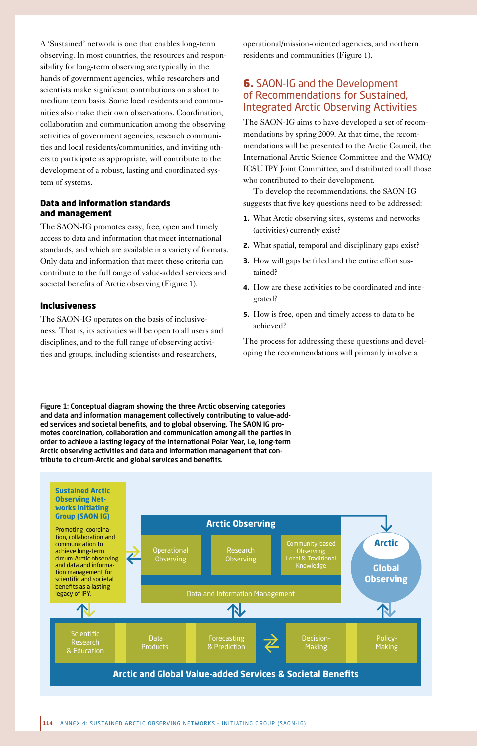A 'Sustained' network is one that enables long-term observing. In most countries, the resources and responsibility for long-term observing are typically in the hands of government agencies, while researchers and scientists make significant contributions on a short to medium term basis. Some local residents and communities also make their own observations. Coordination, collaboration and communication among the observing activities of government agencies, research communities and local residents/communities, and inviting others to participate as appropriate, will contribute to the development of a robust, lasting and coordinated system of systems.

### Data and information standards and management

The SAON-IG promotes easy, free, open and timely access to data and information that meet international standards, and which are available in a variety of formats. Only data and information that meet these criteria can contribute to the full range of value-added services and societal benefits of Arctic observing (Figure 1).

### Inclusiveness

The SAON-IG operates on the basis of inclusiveness. That is, its activities will be open to all users and disciplines, and to the full range of observing activities and groups, including scientists and researchers, operational/mission-oriented agencies, and northern residents and communities (Figure 1).

## 6. SAON-IG and the Development of Recommendations for Sustained, Integrated Arctic Observing Activities

The SAON-IG aims to have developed a set of recommendations by spring 2009. At that time, the recommendations will be presented to the Arctic Council, the International Arctic Science Committee and the WMO/ICSU IPY Joint Committee, and distributed to all those who contributed to their development.

To develop the recommendations, the SAON-IG suggests that five key questions need to be addressed:

1. What Arctic observing sites, systems and networks (activities) currently exist?
2. What spatial, temporal and disciplinary gaps exist?
3. How will gaps be filled and the entire effort sustained?
4. How are these activities to be coordinated and integrated?
5. How is free, open and timely access to data to be achieved?

The process for addressing these questions and developing the recommendations will primarily involve a

**Figure 1: Conceptual diagram showing the three Arctic observing categories and data and information management collectively contributing to value-added services and societal benefits, and to global observing. The SAON IG promotes coordination, collaboration and communication among all the parties in order to achieve a lasting legacy of the International Polar Year, i.e, long-term Arctic observing activities and data and information management that contribute to circum-Arctic and global services and benefits.**

**Sustained Arctic Observing Networks Initiating Group (SAON IG)**

Promoting coordination, collaboration and communication to achieve long-term circum-Arctic observing, and data and information management for scientific and societal benefits as a lasting legacy of IPY.

**Arctic Observing**

- Operational Observing
- Research Observing
- Community-based Observing; Local & Traditional Knowledge
- Data and Information Management

**Arctic** / **Global Observing**

- Scientific Research & Education
- Data Products
- Forecasting & Prediction
- Decision-Making
- Policy-Making

**Arctic and Global Value-added Services & Societal Benefits**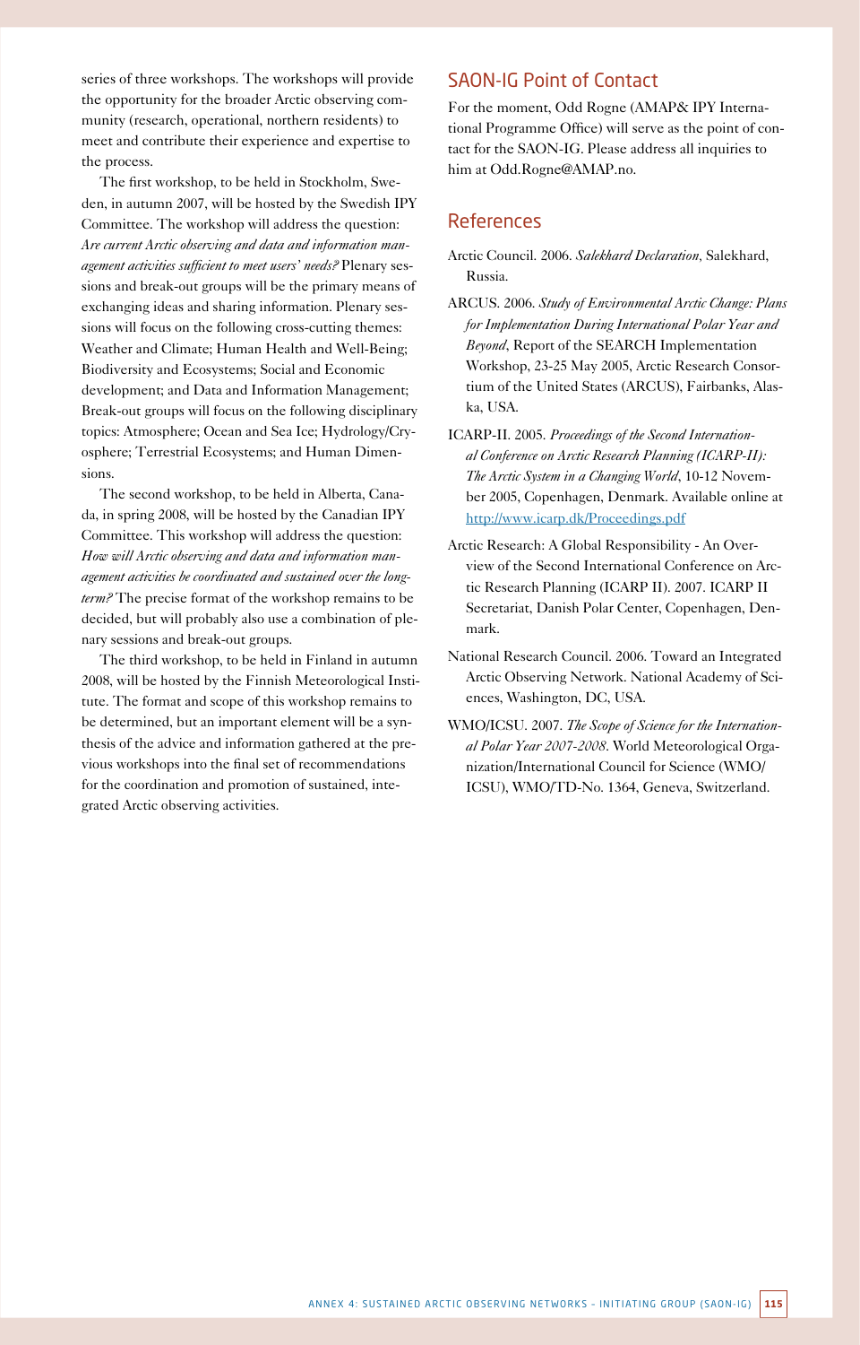series of three workshops. The workshops will provide the opportunity for the broader Arctic observing community (research, operational, northern residents) to meet and contribute their experience and expertise to the process.

The first workshop, to be held in Stockholm, Sweden, in autumn 2007, will be hosted by the Swedish IPY Committee. The workshop will address the question: *Are current Arctic observing and data and information management activities sufficient to meet users' needs?* Plenary sessions and break-out groups will be the primary means of exchanging ideas and sharing information. Plenary sessions will focus on the following cross-cutting themes: Weather and Climate; Human Health and Well-Being; Biodiversity and Ecosystems; Social and Economic development; and Data and Information Management; Break-out groups will focus on the following disciplinary topics: Atmosphere; Ocean and Sea Ice; Hydrology/Cryosphere; Terrestrial Ecosystems; and Human Dimensions.

The second workshop, to be held in Alberta, Canada, in spring 2008, will be hosted by the Canadian IPY Committee. This workshop will address the question: *How will Arctic observing and data and information management activities be coordinated and sustained over the long-term?* The precise format of the workshop remains to be decided, but will probably also use a combination of plenary sessions and break-out groups.

The third workshop, to be held in Finland in autumn 2008, will be hosted by the Finnish Meteorological Institute. The format and scope of this workshop remains to be determined, but an important element will be a synthesis of the advice and information gathered at the previous workshops into the final set of recommendations for the coordination and promotion of sustained, integrated Arctic observing activities.

## SAON-IG Point of Contact

For the moment, Odd Rogne (AMAP& IPY International Programme Office) will serve as the point of contact for the SAON-IG. Please address all inquiries to him at Odd.Rogne@AMAP.no.

## References

Arctic Council. 2006. *Salekhard Declaration*, Salekhard, Russia.

ARCUS. 2006. *Study of Environmental Arctic Change: Plans for Implementation During International Polar Year and Beyond*, Report of the SEARCH Implementation Workshop, 23-25 May 2005, Arctic Research Consortium of the United States (ARCUS), Fairbanks, Alaska, USA.

ICARP-II. 2005. *Proceedings of the Second International Conference on Arctic Research Planning (ICARP-II): The Arctic System in a Changing World*, 10-12 November 2005, Copenhagen, Denmark. Available online at http://www.icarp.dk/Proceedings.pdf

Arctic Research: A Global Responsibility - An Overview of the Second International Conference on Arctic Research Planning (ICARP II). 2007. ICARP II Secretariat, Danish Polar Center, Copenhagen, Denmark.

National Research Council. 2006. Toward an Integrated Arctic Observing Network. National Academy of Sciences, Washington, DC, USA.

WMO/ICSU. 2007. *The Scope of Science for the International Polar Year 2007-2008*. World Meteorological Organization/International Council for Science (WMO/ICSU), WMO/TD-No. 1364, Geneva, Switzerland.